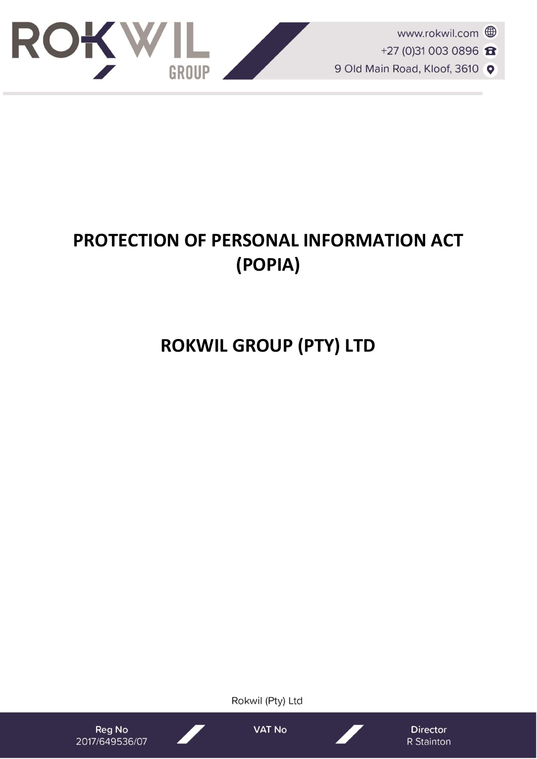# PROTECTION OF PERSONAL INFORMATION ACT (POPIA)

# ROKWIL GROUP (PTY) LTD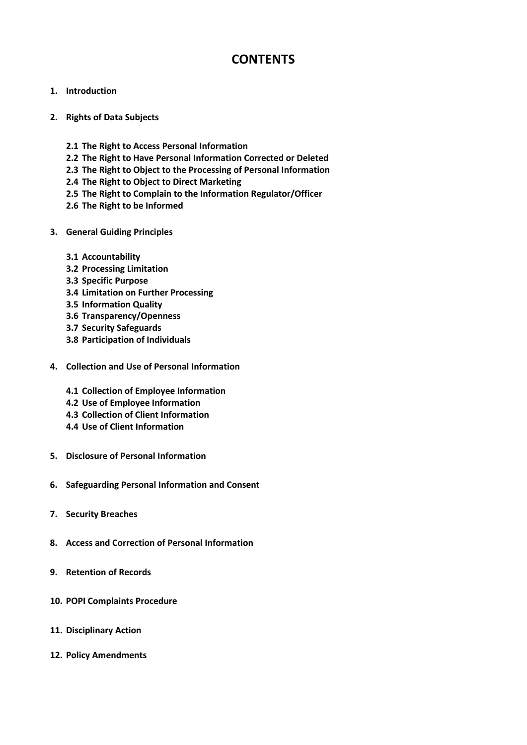# CONTENTS

**1. Introduction**

**2. Rights of Data Subjects**

- **2.1 The Right to Access Personal Information**
- **2.2 The Right to Have Personal Information Corrected or Deleted**
- **2.3 The Right to Object to the Processing of Personal Information**
- **2.4 The Right to Object to Direct Marketing**
- **2.5 The Right to Complain to the Information Regulator/Officer**
- **2.6 The Right to be Informed**

**3. General Guiding Principles**

- **3.1 Accountability**
- **3.2 Processing Limitation**
- **3.3 Specific Purpose**
- **3.4 Limitation on Further Processing**
- **3.5 Information Quality**
- **3.6 Transparency/Openness**
- **3.7 Security Safeguards**
- **3.8 Participation of Individuals**

**4. Collection and Use of Personal Information**

- **4.1 Collection of Employee Information**
- **4.2 Use of Employee Information**
- **4.3 Collection of Client Information**
- **4.4 Use of Client Information**

**5. Disclosure of Personal Information**

**6. Safeguarding Personal Information and Consent**

**7. Security Breaches**

**8. Access and Correction of Personal Information**

**9. Retention of Records**

**10. POPI Complaints Procedure**

**11. Disciplinary Action**

**12. Policy Amendments**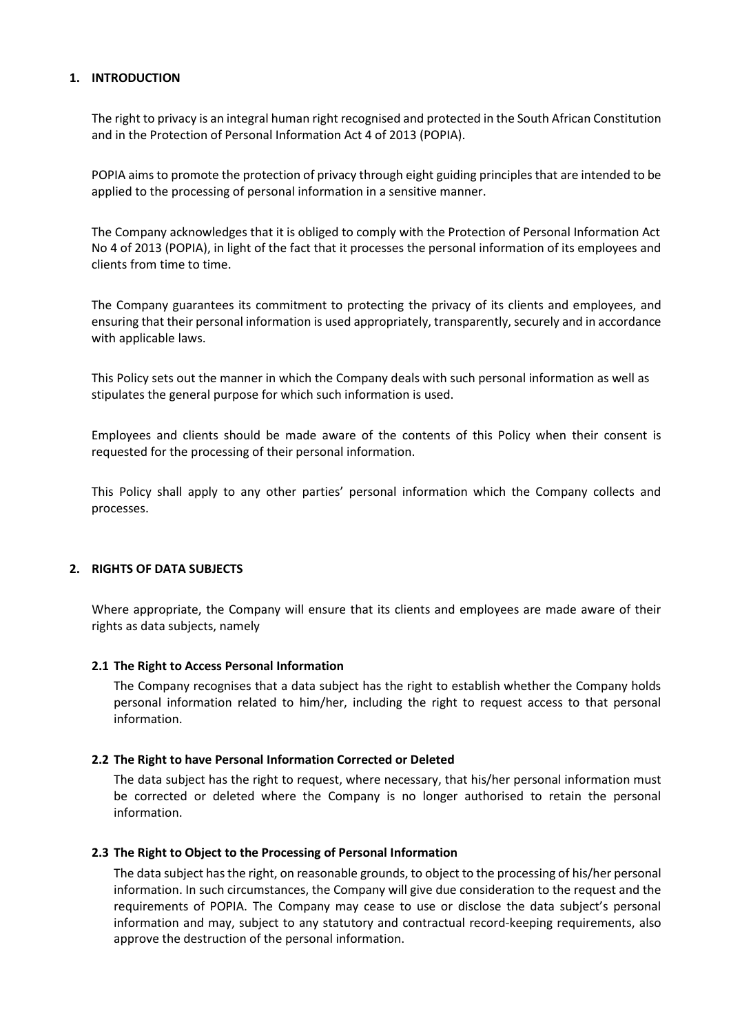## 1. INTRODUCTION

The right to privacy is an integral human right recognised and protected in the South African Constitution and in the Protection of Personal Information Act 4 of 2013 (POPIA).

POPIA aims to promote the protection of privacy through eight guiding principles that are intended to be applied to the processing of personal information in a sensitive manner.

The Company acknowledges that it is obliged to comply with the Protection of Personal Information Act No 4 of 2013 (POPIA), in light of the fact that it processes the personal information of its employees and clients from time to time.

The Company guarantees its commitment to protecting the privacy of its clients and employees, and ensuring that their personal information is used appropriately, transparently, securely and in accordance with applicable laws.

This Policy sets out the manner in which the Company deals with such personal information as well as stipulates the general purpose for which such information is used.

Employees and clients should be made aware of the contents of this Policy when their consent is requested for the processing of their personal information.

This Policy shall apply to any other parties' personal information which the Company collects and processes.

## 2. RIGHTS OF DATA SUBJECTS

Where appropriate, the Company will ensure that its clients and employees are made aware of their rights as data subjects, namely

### 2.1 The Right to Access Personal Information

The Company recognises that a data subject has the right to establish whether the Company holds personal information related to him/her, including the right to request access to that personal information.

### 2.2 The Right to have Personal Information Corrected or Deleted

The data subject has the right to request, where necessary, that his/her personal information must be corrected or deleted where the Company is no longer authorised to retain the personal information.

### 2.3 The Right to Object to the Processing of Personal Information

The data subject has the right, on reasonable grounds, to object to the processing of his/her personal information. In such circumstances, the Company will give due consideration to the request and the requirements of POPIA. The Company may cease to use or disclose the data subject's personal information and may, subject to any statutory and contractual record-keeping requirements, also approve the destruction of the personal information.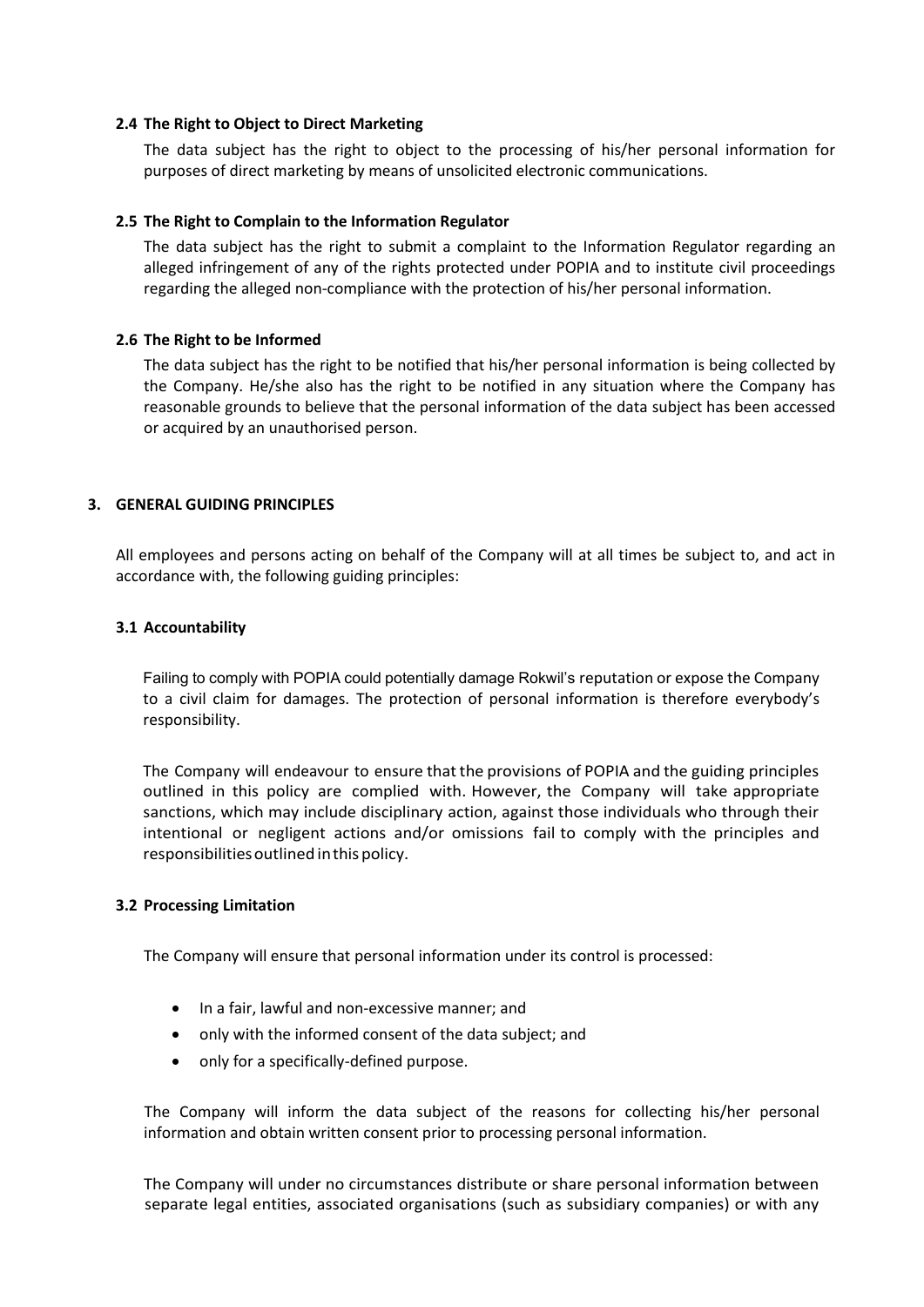### 2.4 The Right to Object to Direct Marketing

The data subject has the right to object to the processing of his/her personal information for purposes of direct marketing by means of unsolicited electronic communications.

### 2.5 The Right to Complain to the Information Regulator

The data subject has the right to submit a complaint to the Information Regulator regarding an alleged infringement of any of the rights protected under POPIA and to institute civil proceedings regarding the alleged non-compliance with the protection of his/her personal information.

### 2.6 The Right to be Informed

The data subject has the right to be notified that his/her personal information is being collected by the Company. He/she also has the right to be notified in any situation where the Company has reasonable grounds to believe that the personal information of the data subject has been accessed or acquired by an unauthorised person.

## 3. GENERAL GUIDING PRINCIPLES

All employees and persons acting on behalf of the Company will at all times be subject to, and act in accordance with, the following guiding principles:

### 3.1 Accountability

Failing to comply with POPIA could potentially damage Rokwil's reputation or expose the Company to a civil claim for damages. The protection of personal information is therefore everybody's responsibility.

The Company will endeavour to ensure that the provisions of POPIA and the guiding principles outlined in this policy are complied with. However, the Company will take appropriate sanctions, which may include disciplinary action, against those individuals who through their intentional or negligent actions and/or omissions fail to comply with the principles and responsibilities outlined in this policy.

### 3.2 Processing Limitation

The Company will ensure that personal information under its control is processed:

- In a fair, lawful and non-excessive manner; and
- only with the informed consent of the data subject; and
- only for a specifically-defined purpose.

The Company will inform the data subject of the reasons for collecting his/her personal information and obtain written consent prior to processing personal information.

The Company will under no circumstances distribute or share personal information between separate legal entities, associated organisations (such as subsidiary companies) or with any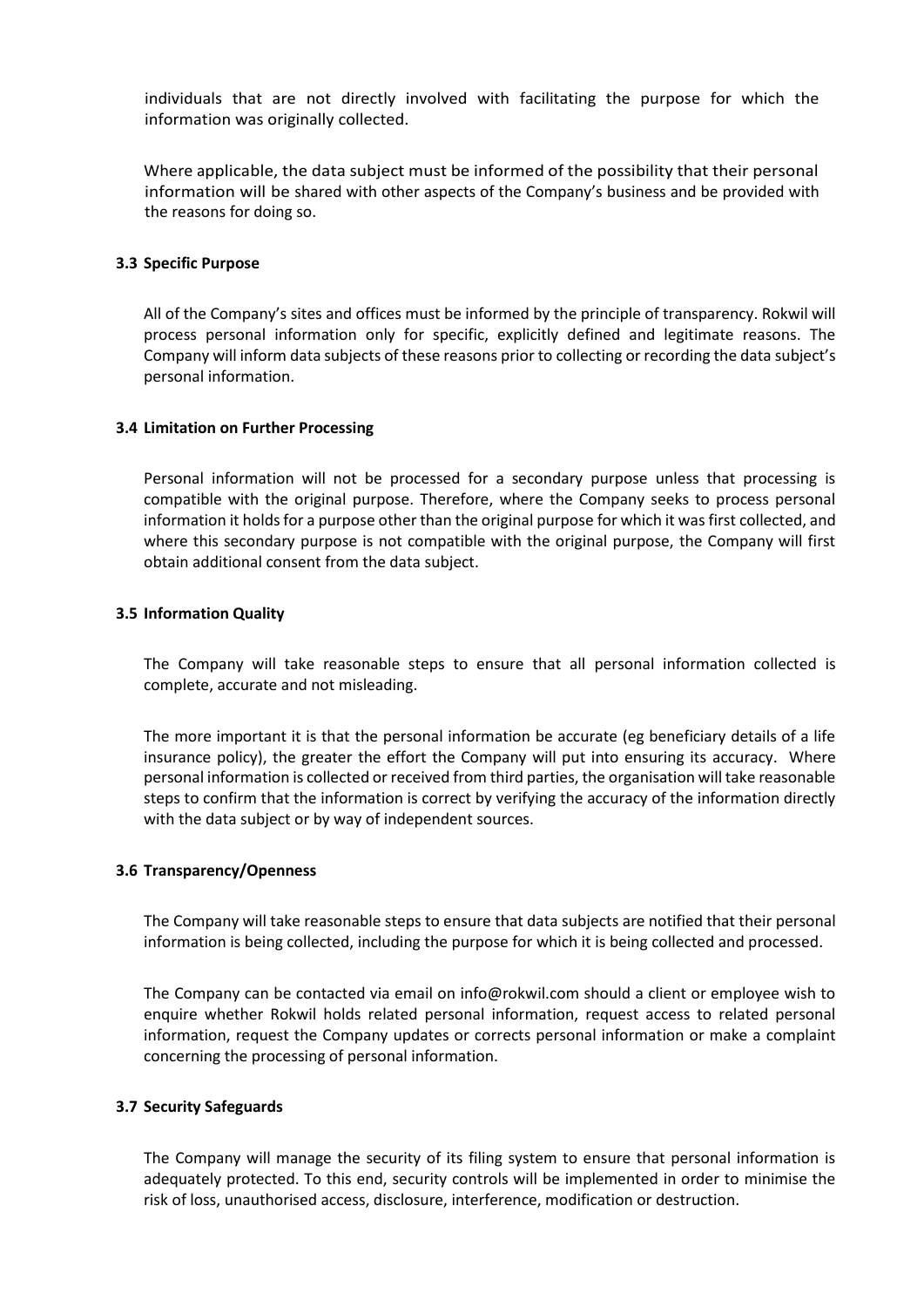individuals that are not directly involved with facilitating the purpose for which the information was originally collected.

Where applicable, the data subject must be informed of the possibility that their personal information will be shared with other aspects of the Company's business and be provided with the reasons for doing so.

### 3.3 Specific Purpose

All of the Company's sites and offices must be informed by the principle of transparency. Rokwil will process personal information only for specific, explicitly defined and legitimate reasons. The Company will inform data subjects of these reasons prior to collecting or recording the data subject's personal information.

### 3.4 Limitation on Further Processing

Personal information will not be processed for a secondary purpose unless that processing is compatible with the original purpose. Therefore, where the Company seeks to process personal information it holds for a purpose other than the original purpose for which it was first collected, and where this secondary purpose is not compatible with the original purpose, the Company will first obtain additional consent from the data subject.

### 3.5 Information Quality

The Company will take reasonable steps to ensure that all personal information collected is complete, accurate and not misleading.

The more important it is that the personal information be accurate (eg beneficiary details of a life insurance policy), the greater the effort the Company will put into ensuring its accuracy. Where personal information is collected or received from third parties, the organisation will take reasonable steps to confirm that the information is correct by verifying the accuracy of the information directly with the data subject or by way of independent sources.

### 3.6 Transparency/Openness

The Company will take reasonable steps to ensure that data subjects are notified that their personal information is being collected, including the purpose for which it is being collected and processed.

The Company can be contacted via email on info@rokwil.com should a client or employee wish to enquire whether Rokwil holds related personal information, request access to related personal information, request the Company updates or corrects personal information or make a complaint concerning the processing of personal information.

### 3.7 Security Safeguards

The Company will manage the security of its filing system to ensure that personal information is adequately protected. To this end, security controls will be implemented in order to minimise the risk of loss, unauthorised access, disclosure, interference, modification or destruction.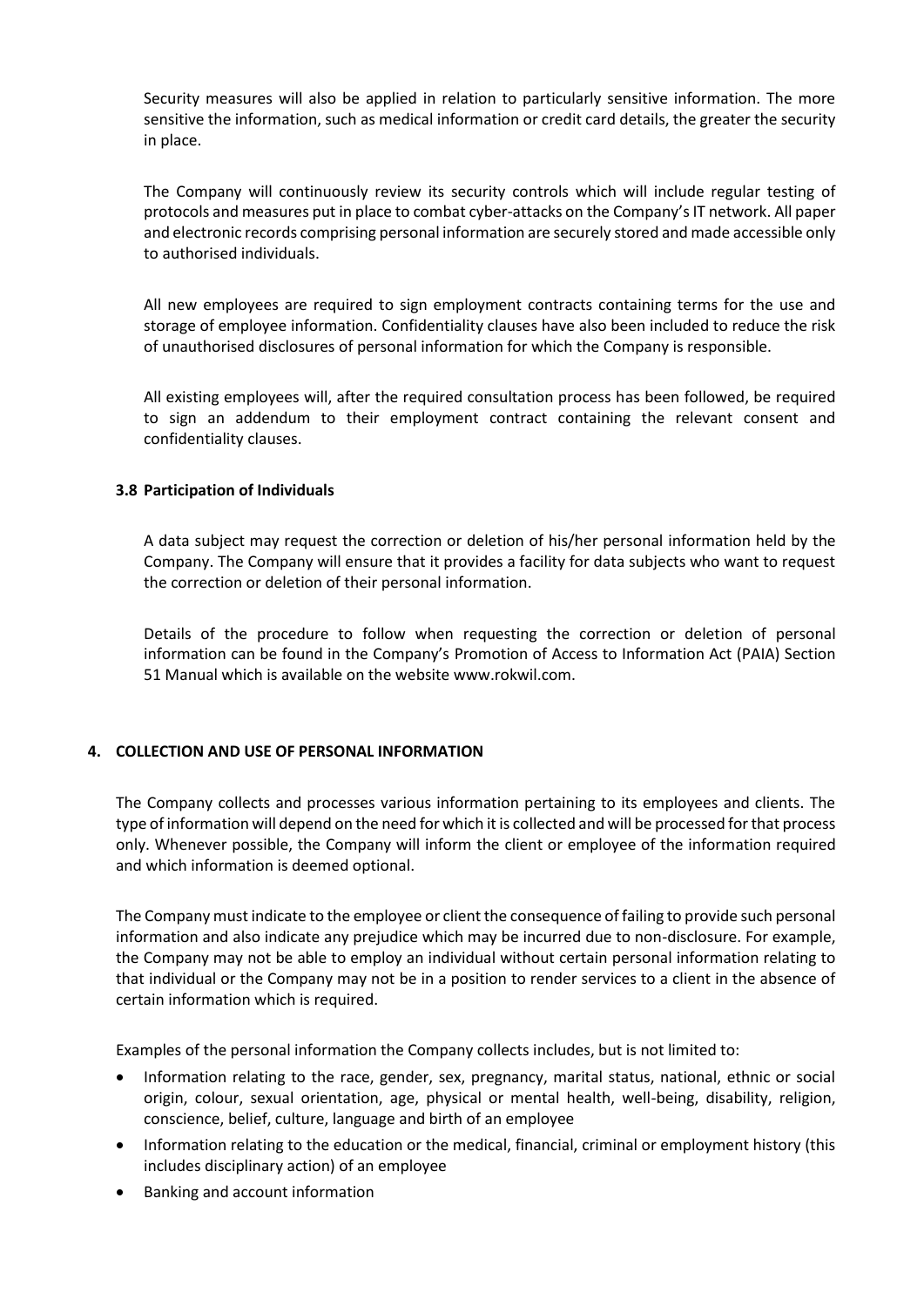Security measures will also be applied in relation to particularly sensitive information. The more sensitive the information, such as medical information or credit card details, the greater the security in place.

The Company will continuously review its security controls which will include regular testing of protocols and measures put in place to combat cyber-attacks on the Company's IT network. All paper and electronic records comprising personal information are securely stored and made accessible only to authorised individuals.

All new employees are required to sign employment contracts containing terms for the use and storage of employee information. Confidentiality clauses have also been included to reduce the risk of unauthorised disclosures of personal information for which the Company is responsible.

All existing employees will, after the required consultation process has been followed, be required to sign an addendum to their employment contract containing the relevant consent and confidentiality clauses.

### 3.8 Participation of Individuals

A data subject may request the correction or deletion of his/her personal information held by the Company. The Company will ensure that it provides a facility for data subjects who want to request the correction or deletion of their personal information.

Details of the procedure to follow when requesting the correction or deletion of personal information can be found in the Company's Promotion of Access to Information Act (PAIA) Section 51 Manual which is available on the website www.rokwil.com.

## 4. COLLECTION AND USE OF PERSONAL INFORMATION

The Company collects and processes various information pertaining to its employees and clients. The type of information will depend on the need for which it is collected and will be processed for that process only. Whenever possible, the Company will inform the client or employee of the information required and which information is deemed optional.

The Company must indicate to the employee or client the consequence of failing to provide such personal information and also indicate any prejudice which may be incurred due to non-disclosure. For example, the Company may not be able to employ an individual without certain personal information relating to that individual or the Company may not be in a position to render services to a client in the absence of certain information which is required.

Examples of the personal information the Company collects includes, but is not limited to:

- Information relating to the race, gender, sex, pregnancy, marital status, national, ethnic or social origin, colour, sexual orientation, age, physical or mental health, well-being, disability, religion, conscience, belief, culture, language and birth of an employee
- Information relating to the education or the medical, financial, criminal or employment history (this includes disciplinary action) of an employee
- Banking and account information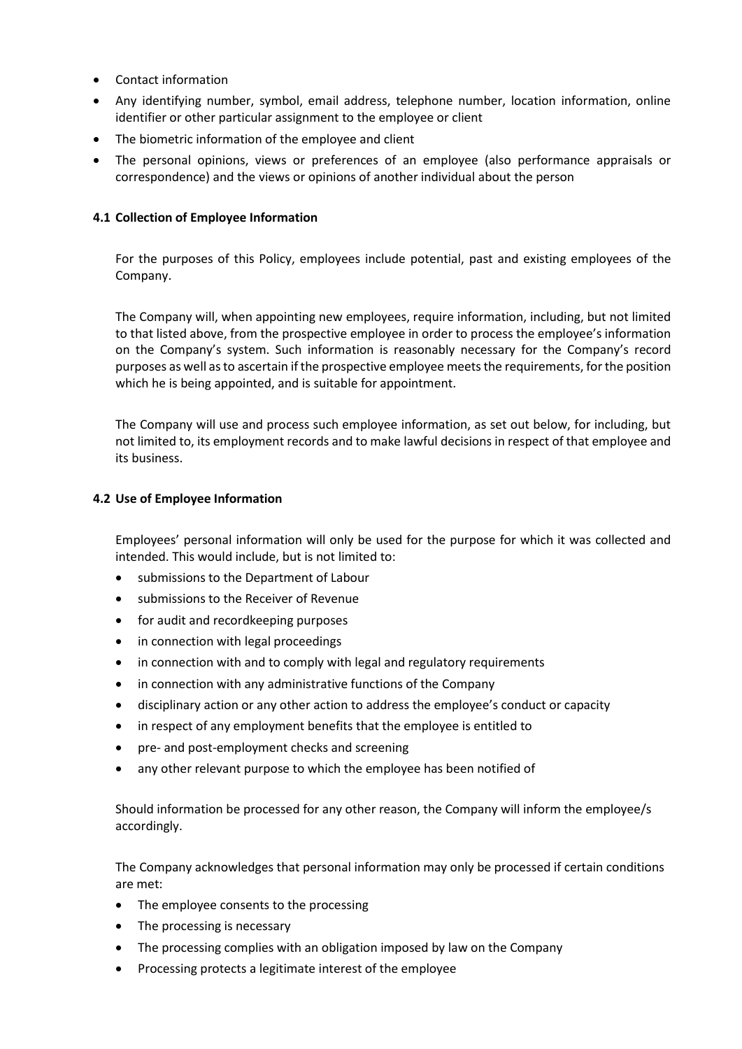- Contact information
- Any identifying number, symbol, email address, telephone number, location information, online identifier or other particular assignment to the employee or client
- The biometric information of the employee and client
- The personal opinions, views or preferences of an employee (also performance appraisals or correspondence) and the views or opinions of another individual about the person

### 4.1 Collection of Employee Information

For the purposes of this Policy, employees include potential, past and existing employees of the Company.

The Company will, when appointing new employees, require information, including, but not limited to that listed above, from the prospective employee in order to process the employee's information on the Company's system. Such information is reasonably necessary for the Company's record purposes as well as to ascertain if the prospective employee meets the requirements, for the position which he is being appointed, and is suitable for appointment.

The Company will use and process such employee information, as set out below, for including, but not limited to, its employment records and to make lawful decisions in respect of that employee and its business.

### 4.2 Use of Employee Information

Employees' personal information will only be used for the purpose for which it was collected and intended. This would include, but is not limited to:

- submissions to the Department of Labour
- submissions to the Receiver of Revenue
- for audit and recordkeeping purposes
- in connection with legal proceedings
- in connection with and to comply with legal and regulatory requirements
- in connection with any administrative functions of the Company
- disciplinary action or any other action to address the employee's conduct or capacity
- in respect of any employment benefits that the employee is entitled to
- pre- and post-employment checks and screening
- any other relevant purpose to which the employee has been notified of

Should information be processed for any other reason, the Company will inform the employee/s accordingly.

The Company acknowledges that personal information may only be processed if certain conditions are met:

- The employee consents to the processing
- The processing is necessary
- The processing complies with an obligation imposed by law on the Company
- Processing protects a legitimate interest of the employee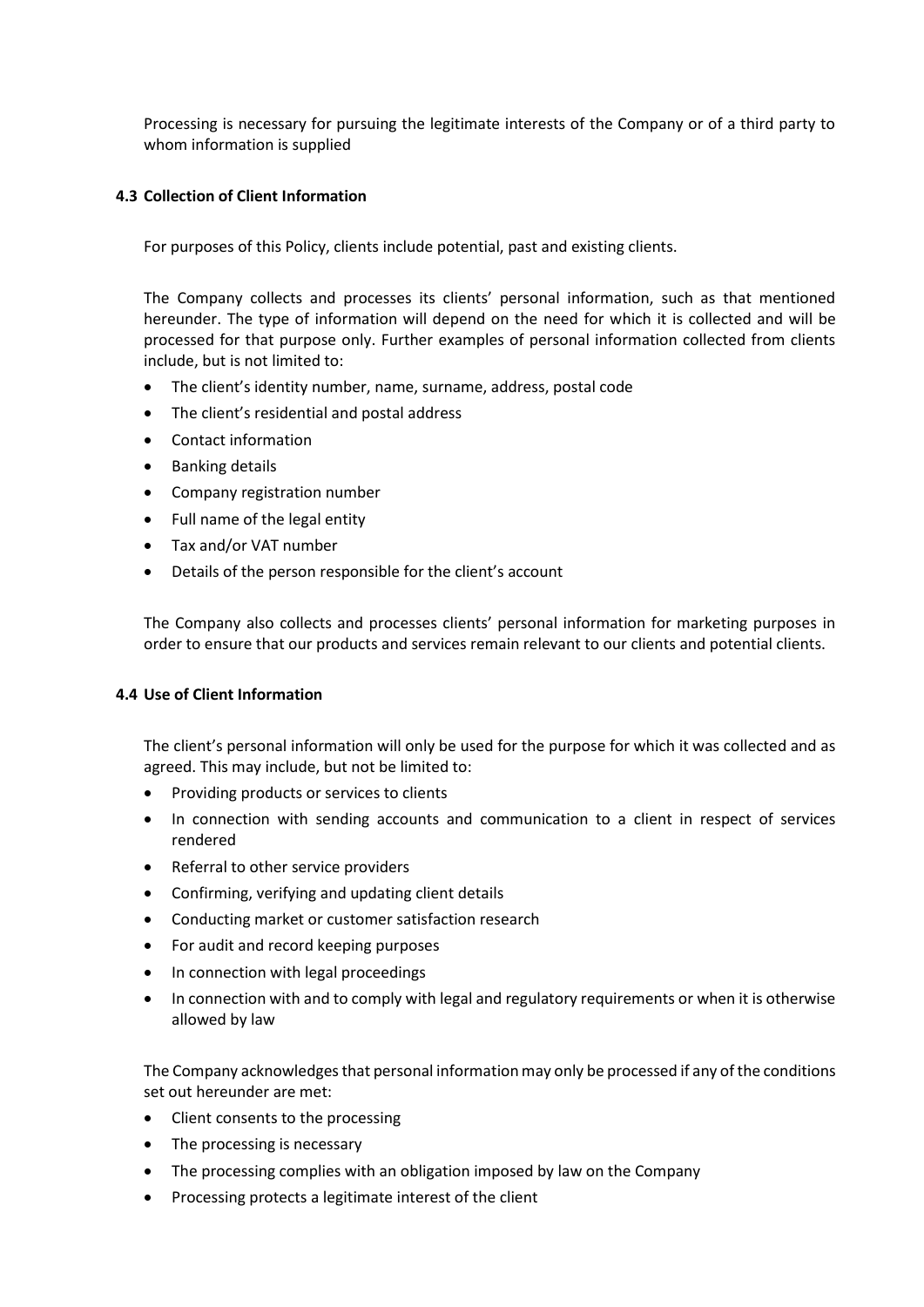Processing is necessary for pursuing the legitimate interests of the Company or of a third party to whom information is supplied

### 4.3 Collection of Client Information

For purposes of this Policy, clients include potential, past and existing clients.

The Company collects and processes its clients' personal information, such as that mentioned hereunder. The type of information will depend on the need for which it is collected and will be processed for that purpose only. Further examples of personal information collected from clients include, but is not limited to:

- The client's identity number, name, surname, address, postal code
- The client's residential and postal address
- Contact information
- Banking details
- Company registration number
- Full name of the legal entity
- Tax and/or VAT number
- Details of the person responsible for the client's account

The Company also collects and processes clients' personal information for marketing purposes in order to ensure that our products and services remain relevant to our clients and potential clients.

### 4.4 Use of Client Information

The client's personal information will only be used for the purpose for which it was collected and as agreed. This may include, but not be limited to:

- Providing products or services to clients
- In connection with sending accounts and communication to a client in respect of services rendered
- Referral to other service providers
- Confirming, verifying and updating client details
- Conducting market or customer satisfaction research
- For audit and record keeping purposes
- In connection with legal proceedings
- In connection with and to comply with legal and regulatory requirements or when it is otherwise allowed by law

The Company acknowledges that personal information may only be processed if any of the conditions set out hereunder are met:

- Client consents to the processing
- The processing is necessary
- The processing complies with an obligation imposed by law on the Company
- Processing protects a legitimate interest of the client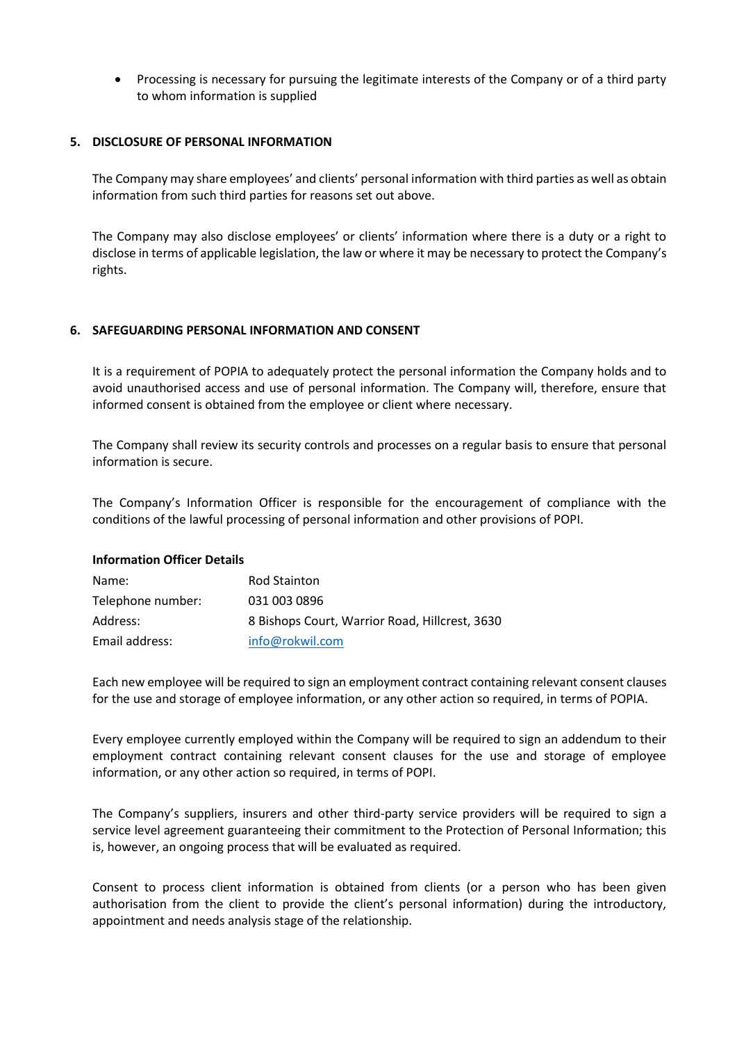- Processing is necessary for pursuing the legitimate interests of the Company or of a third party to whom information is supplied

## 5. DISCLOSURE OF PERSONAL INFORMATION

The Company may share employees' and clients' personal information with third parties as well as obtain information from such third parties for reasons set out above.

The Company may also disclose employees' or clients' information where there is a duty or a right to disclose in terms of applicable legislation, the law or where it may be necessary to protect the Company's rights.

## 6. SAFEGUARDING PERSONAL INFORMATION AND CONSENT

It is a requirement of POPIA to adequately protect the personal information the Company holds and to avoid unauthorised access and use of personal information. The Company will, therefore, ensure that informed consent is obtained from the employee or client where necessary.

The Company shall review its security controls and processes on a regular basis to ensure that personal information is secure.

The Company's Information Officer is responsible for the encouragement of compliance with the conditions of the lawful processing of personal information and other provisions of POPI.

**Information Officer Details**

| | |
|---|---|
| Name: | Rod Stainton |
| Telephone number: | 031 003 0896 |
| Address: | 8 Bishops Court, Warrior Road, Hillcrest, 3630 |
| Email address: | info@rokwil.com |

Each new employee will be required to sign an employment contract containing relevant consent clauses for the use and storage of employee information, or any other action so required, in terms of POPIA.

Every employee currently employed within the Company will be required to sign an addendum to their employment contract containing relevant consent clauses for the use and storage of employee information, or any other action so required, in terms of POPI.

The Company's suppliers, insurers and other third-party service providers will be required to sign a service level agreement guaranteeing their commitment to the Protection of Personal Information; this is, however, an ongoing process that will be evaluated as required.

Consent to process client information is obtained from clients (or a person who has been given authorisation from the client to provide the client's personal information) during the introductory, appointment and needs analysis stage of the relationship.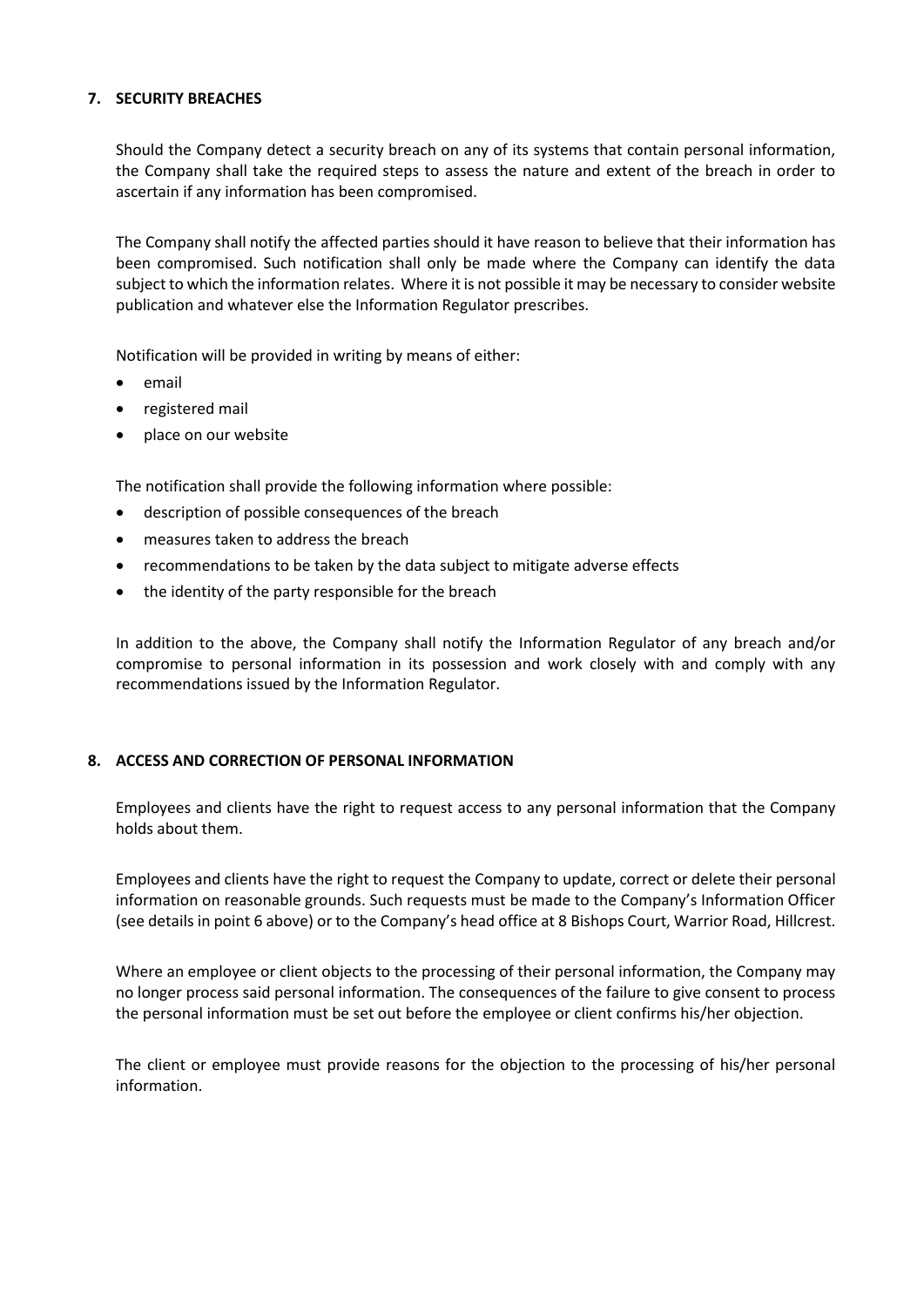## 7. SECURITY BREACHES

Should the Company detect a security breach on any of its systems that contain personal information, the Company shall take the required steps to assess the nature and extent of the breach in order to ascertain if any information has been compromised.

The Company shall notify the affected parties should it have reason to believe that their information has been compromised. Such notification shall only be made where the Company can identify the data subject to which the information relates. Where it is not possible it may be necessary to consider website publication and whatever else the Information Regulator prescribes.

Notification will be provided in writing by means of either:

- email
- registered mail
- place on our website

The notification shall provide the following information where possible:

- description of possible consequences of the breach
- measures taken to address the breach
- recommendations to be taken by the data subject to mitigate adverse effects
- the identity of the party responsible for the breach

In addition to the above, the Company shall notify the Information Regulator of any breach and/or compromise to personal information in its possession and work closely with and comply with any recommendations issued by the Information Regulator.

## 8. ACCESS AND CORRECTION OF PERSONAL INFORMATION

Employees and clients have the right to request access to any personal information that the Company holds about them.

Employees and clients have the right to request the Company to update, correct or delete their personal information on reasonable grounds. Such requests must be made to the Company's Information Officer (see details in point 6 above) or to the Company's head office at 8 Bishops Court, Warrior Road, Hillcrest.

Where an employee or client objects to the processing of their personal information, the Company may no longer process said personal information. The consequences of the failure to give consent to process the personal information must be set out before the employee or client confirms his/her objection.

The client or employee must provide reasons for the objection to the processing of his/her personal information.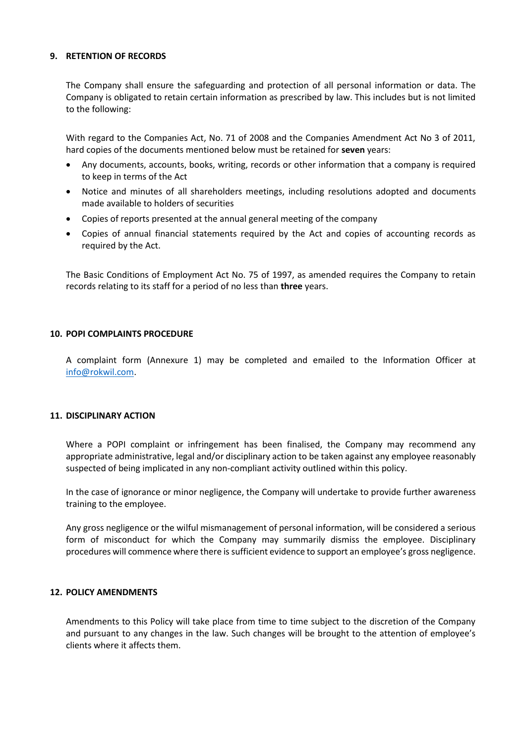## 9. RETENTION OF RECORDS

The Company shall ensure the safeguarding and protection of all personal information or data. The Company is obligated to retain certain information as prescribed by law. This includes but is not limited to the following:

With regard to the Companies Act, No. 71 of 2008 and the Companies Amendment Act No 3 of 2011, hard copies of the documents mentioned below must be retained for **seven** years:

- Any documents, accounts, books, writing, records or other information that a company is required to keep in terms of the Act
- Notice and minutes of all shareholders meetings, including resolutions adopted and documents made available to holders of securities
- Copies of reports presented at the annual general meeting of the company
- Copies of annual financial statements required by the Act and copies of accounting records as required by the Act.

The Basic Conditions of Employment Act No. 75 of 1997, as amended requires the Company to retain records relating to its staff for a period of no less than **three** years.

## 10. POPI COMPLAINTS PROCEDURE

A complaint form (Annexure 1) may be completed and emailed to the Information Officer at info@rokwil.com.

## 11. DISCIPLINARY ACTION

Where a POPI complaint or infringement has been finalised, the Company may recommend any appropriate administrative, legal and/or disciplinary action to be taken against any employee reasonably suspected of being implicated in any non-compliant activity outlined within this policy.

In the case of ignorance or minor negligence, the Company will undertake to provide further awareness training to the employee.

Any gross negligence or the wilful mismanagement of personal information, will be considered a serious form of misconduct for which the Company may summarily dismiss the employee. Disciplinary procedures will commence where there is sufficient evidence to support an employee's gross negligence.

## 12. POLICY AMENDMENTS

Amendments to this Policy will take place from time to time subject to the discretion of the Company and pursuant to any changes in the law. Such changes will be brought to the attention of employee's clients where it affects them.